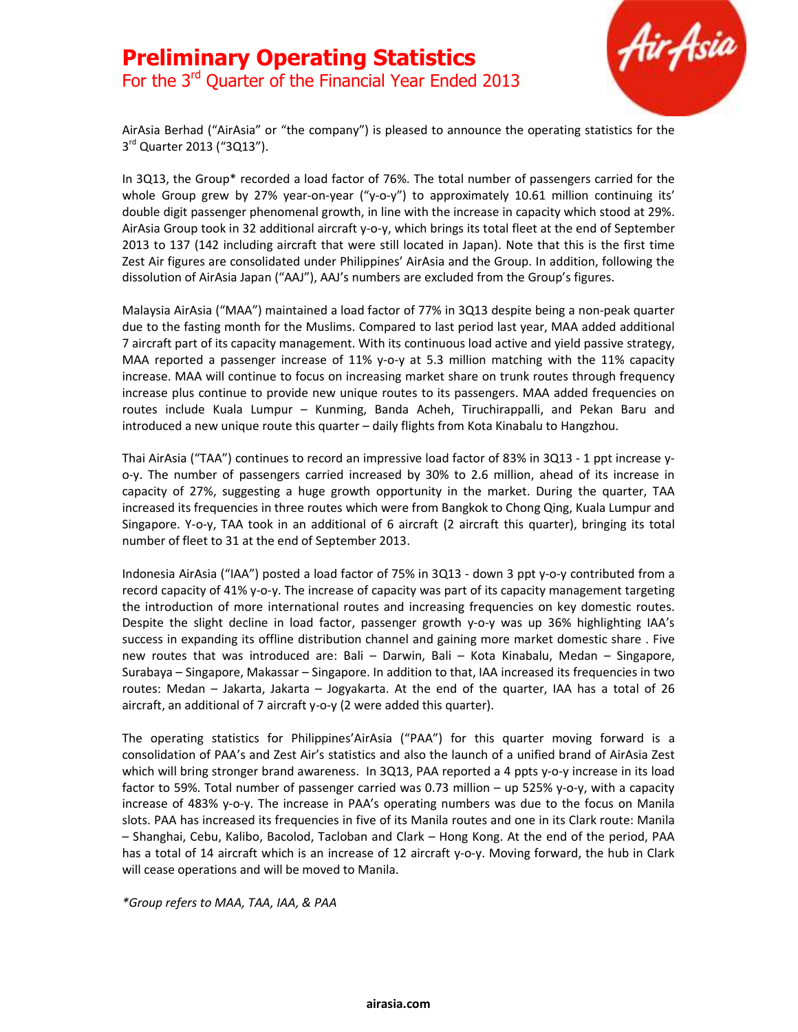# Preliminary Operating Statistics

## For the 3rd Quarter of the Financial Year Ended 2013

AirAsia Berhad ("AirAsia" or "the company") is pleased to announce the operating statistics for the 3rd Quarter 2013 ("3Q13").

In 3Q13, the Group* recorded a load factor of 76%. The total number of passengers carried for the whole Group grew by 27% year-on-year ("y-o-y") to approximately 10.61 million continuing its' double digit passenger phenomenal growth, in line with the increase in capacity which stood at 29%. AirAsia Group took in 32 additional aircraft y-o-y, which brings its total fleet at the end of September 2013 to 137 (142 including aircraft that were still located in Japan). Note that this is the first time Zest Air figures are consolidated under Philippines' AirAsia and the Group. In addition, following the dissolution of AirAsia Japan ("AAJ"), AAJ's numbers are excluded from the Group's figures.

Malaysia AirAsia ("MAA") maintained a load factor of 77% in 3Q13 despite being a non-peak quarter due to the fasting month for the Muslims. Compared to last period last year, MAA added additional 7 aircraft part of its capacity management. With its continuous load active and yield passive strategy, MAA reported a passenger increase of 11% y-o-y at 5.3 million matching with the 11% capacity increase. MAA will continue to focus on increasing market share on trunk routes through frequency increase plus continue to provide new unique routes to its passengers. MAA added frequencies on routes include Kuala Lumpur – Kunming, Banda Acheh, Tiruchirappalli, and Pekan Baru and introduced a new unique route this quarter – daily flights from Kota Kinabalu to Hangzhou.

Thai AirAsia ("TAA") continues to record an impressive load factor of 83% in 3Q13 - 1 ppt increase y-o-y. The number of passengers carried increased by 30% to 2.6 million, ahead of its increase in capacity of 27%, suggesting a huge growth opportunity in the market. During the quarter, TAA increased its frequencies in three routes which were from Bangkok to Chong Qing, Kuala Lumpur and Singapore. Y-o-y, TAA took in an additional of 6 aircraft (2 aircraft this quarter), bringing its total number of fleet to 31 at the end of September 2013.

Indonesia AirAsia ("IAA") posted a load factor of 75% in 3Q13 - down 3 ppt y-o-y contributed from a record capacity of 41% y-o-y. The increase of capacity was part of its capacity management targeting the introduction of more international routes and increasing frequencies on key domestic routes. Despite the slight decline in load factor, passenger growth y-o-y was up 36% highlighting IAA's success in expanding its offline distribution channel and gaining more market domestic share . Five new routes that was introduced are: Bali – Darwin, Bali – Kota Kinabalu, Medan – Singapore, Surabaya – Singapore, Makassar – Singapore. In addition to that, IAA increased its frequencies in two routes: Medan – Jakarta, Jakarta – Jogyakarta. At the end of the quarter, IAA has a total of 26 aircraft, an additional of 7 aircraft y-o-y (2 were added this quarter).

The operating statistics for Philippines'AirAsia ("PAA") for this quarter moving forward is a consolidation of PAA's and Zest Air's statistics and also the launch of a unified brand of AirAsia Zest which will bring stronger brand awareness. In 3Q13, PAA reported a 4 ppts y-o-y increase in its load factor to 59%. Total number of passenger carried was 0.73 million – up 525% y-o-y, with a capacity increase of 483% y-o-y. The increase in PAA's operating numbers was due to the focus on Manila slots. PAA has increased its frequencies in five of its Manila routes and one in its Clark route: Manila – Shanghai, Cebu, Kalibo, Bacolod, Tacloban and Clark – Hong Kong. At the end of the period, PAA has a total of 14 aircraft which is an increase of 12 aircraft y-o-y. Moving forward, the hub in Clark will cease operations and will be moved to Manila.

*\*Group refers to MAA, TAA, IAA, & PAA*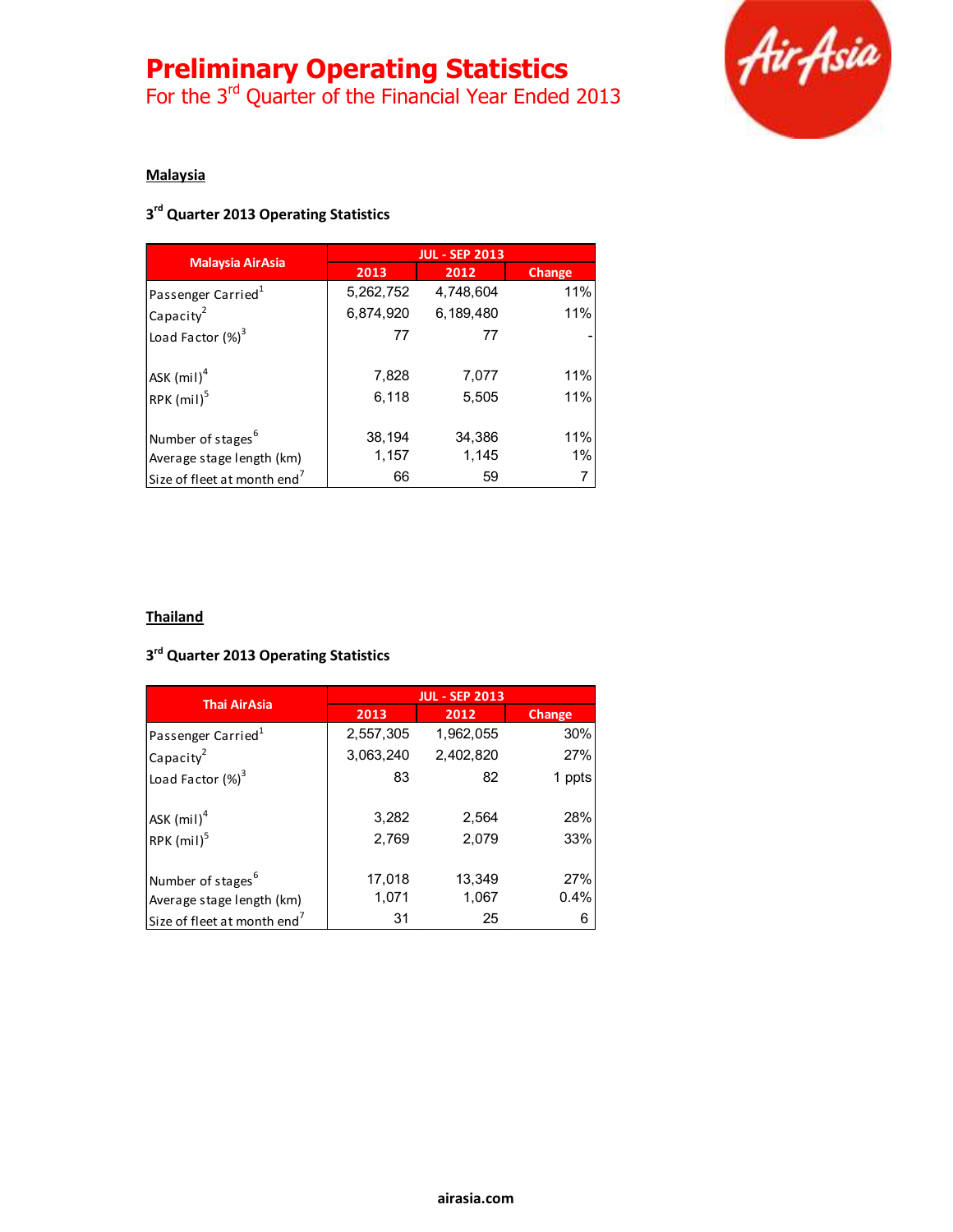# Preliminary Operating Statistics

For the 3rd Quarter of the Financial Year Ended 2013

## Malaysia

### 3rd Quarter 2013 Operating Statistics

| Malaysia AirAsia | JUL - SEP 2013 | | |
|---|---|---|---|
| | 2013 | 2012 | Change |
| Passenger Carried[1] | 5,262,752 | 4,748,604 | 11% |
| Capacity[2] | 6,874,920 | 6,189,480 | 11% |
| Load Factor (%)[3] | 77 | 77 | - |
| ASK (mil)[4] | 7,828 | 7,077 | 11% |
| RPK (mil)[5] | 6,118 | 5,505 | 11% |
| Number of stages[6] | 38,194 | 34,386 | 11% |
| Average stage length (km) | 1,157 | 1,145 | 1% |
| Size of fleet at month end[7] | 66 | 59 | 7 |

## Thailand

### 3rd Quarter 2013 Operating Statistics

| Thai AirAsia | JUL - SEP 2013 | | |
|---|---|---|---|
| | 2013 | 2012 | Change |
| Passenger Carried[1] | 2,557,305 | 1,962,055 | 30% |
| Capacity[2] | 3,063,240 | 2,402,820 | 27% |
| Load Factor (%)[3] | 83 | 82 | 1 ppts |
| ASK (mil)[4] | 3,282 | 2,564 | 28% |
| RPK (mil)[5] | 2,769 | 2,079 | 33% |
| Number of stages[6] | 17,018 | 13,349 | 27% |
| Average stage length (km) | 1,071 | 1,067 | 0.4% |
| Size of fleet at month end[7] | 31 | 25 | 6 |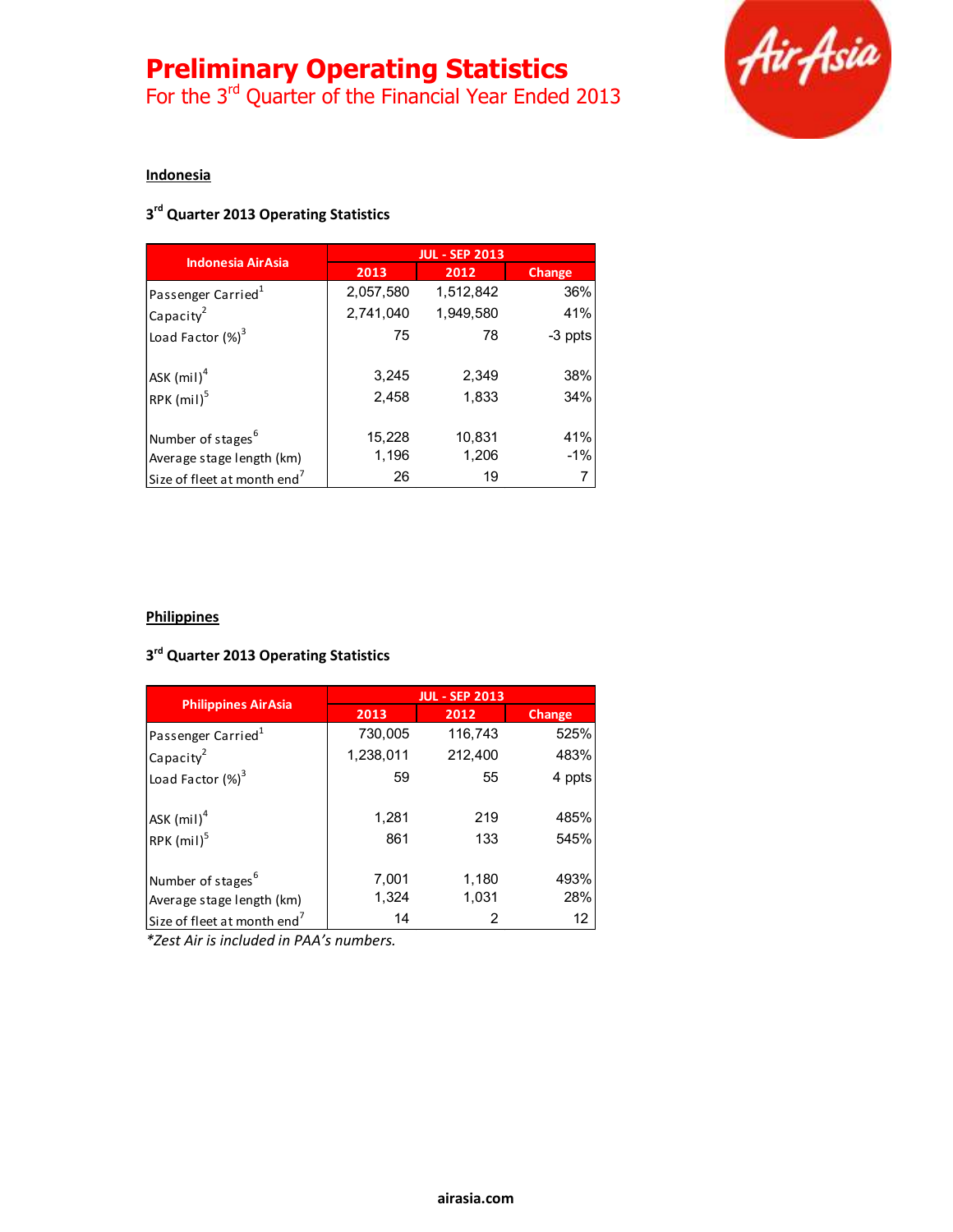# Preliminary Operating Statistics

For the 3rd Quarter of the Financial Year Ended 2013

## Indonesia

### 3rd Quarter 2013 Operating Statistics

| Indonesia AirAsia | JUL - SEP 2013 | | |
|---|---|---|---|
| | 2013 | 2012 | Change |
| Passenger Carried[1] | 2,057,580 | 1,512,842 | 36% |
| Capacity[2] | 2,741,040 | 1,949,580 | 41% |
| Load Factor (%)[3] | 75 | 78 | -3 ppts |
| ASK (mil)[4] | 3,245 | 2,349 | 38% |
| RPK (mil)[5] | 2,458 | 1,833 | 34% |
| Number of stages[6] | 15,228 | 10,831 | 41% |
| Average stage length (km) | 1,196 | 1,206 | -1% |
| Size of fleet at month end[7] | 26 | 19 | 7 |

## Philippines

### 3rd Quarter 2013 Operating Statistics

| Philippines AirAsia | JUL - SEP 2013 | | |
|---|---|---|---|
| | 2013 | 2012 | Change |
| Passenger Carried[1] | 730,005 | 116,743 | 525% |
| Capacity[2] | 1,238,011 | 212,400 | 483% |
| Load Factor (%)[3] | 59 | 55 | 4 ppts |
| ASK (mil)[4] | 1,281 | 219 | 485% |
| RPK (mil)[5] | 861 | 133 | 545% |
| Number of stages[6] | 7,001 | 1,180 | 493% |
| Average stage length (km) | 1,324 | 1,031 | 28% |
| Size of fleet at month end[7] | 14 | 2 | 12 |

*Zest Air is included in PAA's numbers.*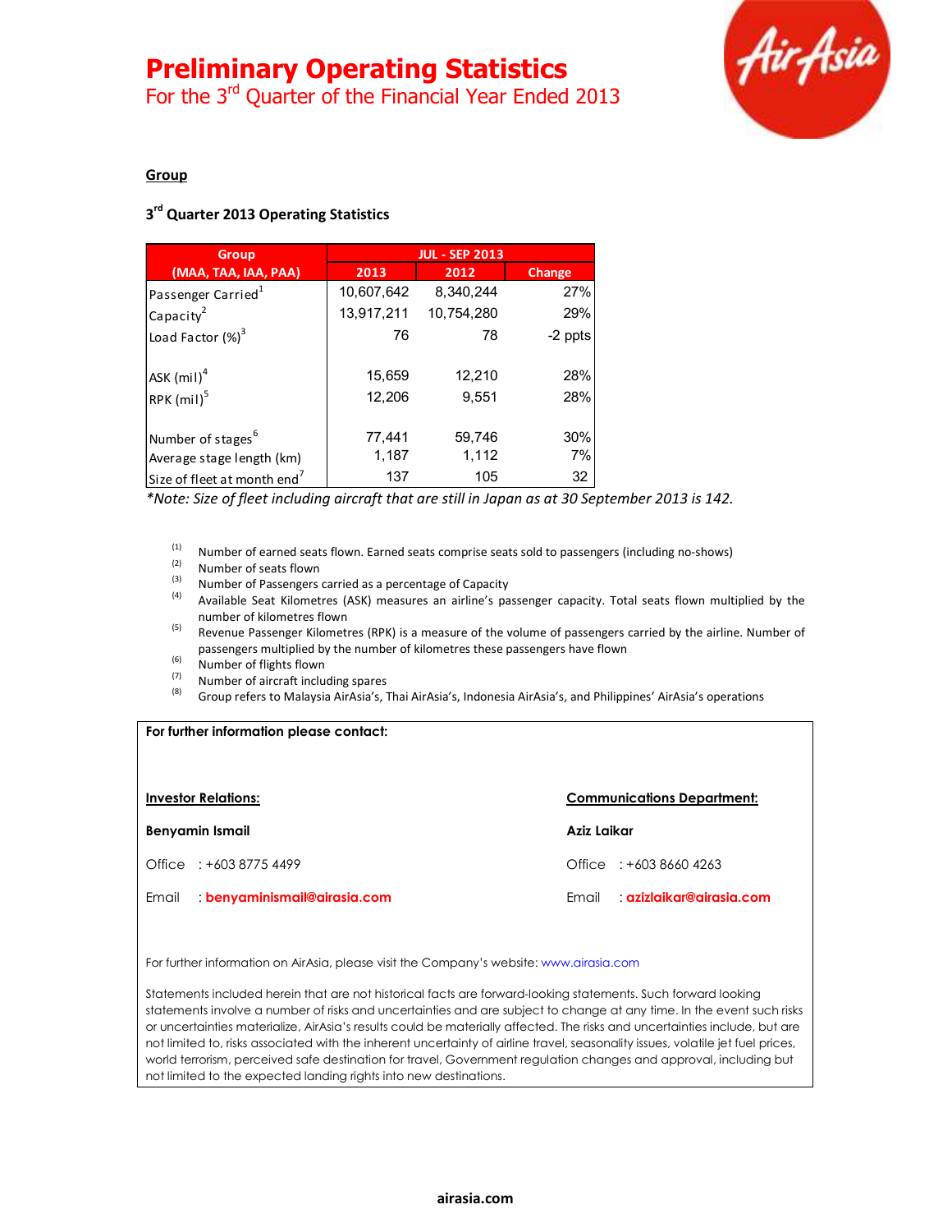# Preliminary Operating Statistics

For the 3rd Quarter of the Financial Year Ended 2013

## Group

### 3rd Quarter 2013 Operating Statistics

| Group (MAA, TAA, IAA, PAA) | JUL - SEP 2013 | | |
|---|---|---|---|
| | 2013 | 2012 | Change |
| Passenger Carried[1] | 10,607,642 | 8,340,244 | 27% |
| Capacity[2] | 13,917,211 | 10,754,280 | 29% |
| Load Factor (%)[3] | 76 | 78 | -2 ppts |
| ASK (mil)[4] | 15,659 | 12,210 | 28% |
| RPK (mil)[5] | 12,206 | 9,551 | 28% |
| Number of stages[6] | 77,441 | 59,746 | 30% |
| Average stage length (km) | 1,187 | 1,112 | 7% |
| Size of fleet at month end[7] | 137 | 105 | 32 |

*\*Note: Size of fleet including aircraft that are still in Japan as at 30 September 2013 is 142.*

(1) Number of earned seats flown. Earned seats comprise seats sold to passengers (including no-shows)
(2) Number of seats flown
(3) Number of Passengers carried as a percentage of Capacity
(4) Available Seat Kilometres (ASK) measures an airline's passenger capacity. Total seats flown multiplied by the number of kilometres flown
(5) Revenue Passenger Kilometres (RPK) is a measure of the volume of passengers carried by the airline. Number of passengers multiplied by the number of kilometres these passengers have flown
(6) Number of flights flown
(7) Number of aircraft including spares
(8) Group refers to Malaysia AirAsia's, Thai AirAsia's, Indonesia AirAsia's, and Philippines' AirAsia's operations

**For further information please contact:**

**Investor Relations:**

**Benyamin Ismail**

Office : +603 8775 4499

Email : **benyaminismail@airasia.com**

**Communications Department:**

**Aziz Laikar**

Office : +603 8660 4263

Email : **azizlaikar@airasia.com**

For further information on AirAsia, please visit the Company's website: www.airasia.com

Statements included herein that are not historical facts are forward-looking statements. Such forward looking statements involve a number of risks and uncertainties and are subject to change at any time. In the event such risks or uncertainties materialize, AirAsia's results could be materially affected. The risks and uncertainties include, but are not limited to, risks associated with the inherent uncertainty of airline travel, seasonality issues, volatile jet fuel prices, world terrorism, perceived safe destination for travel, Government regulation changes and approval, including but not limited to the expected landing rights into new destinations.